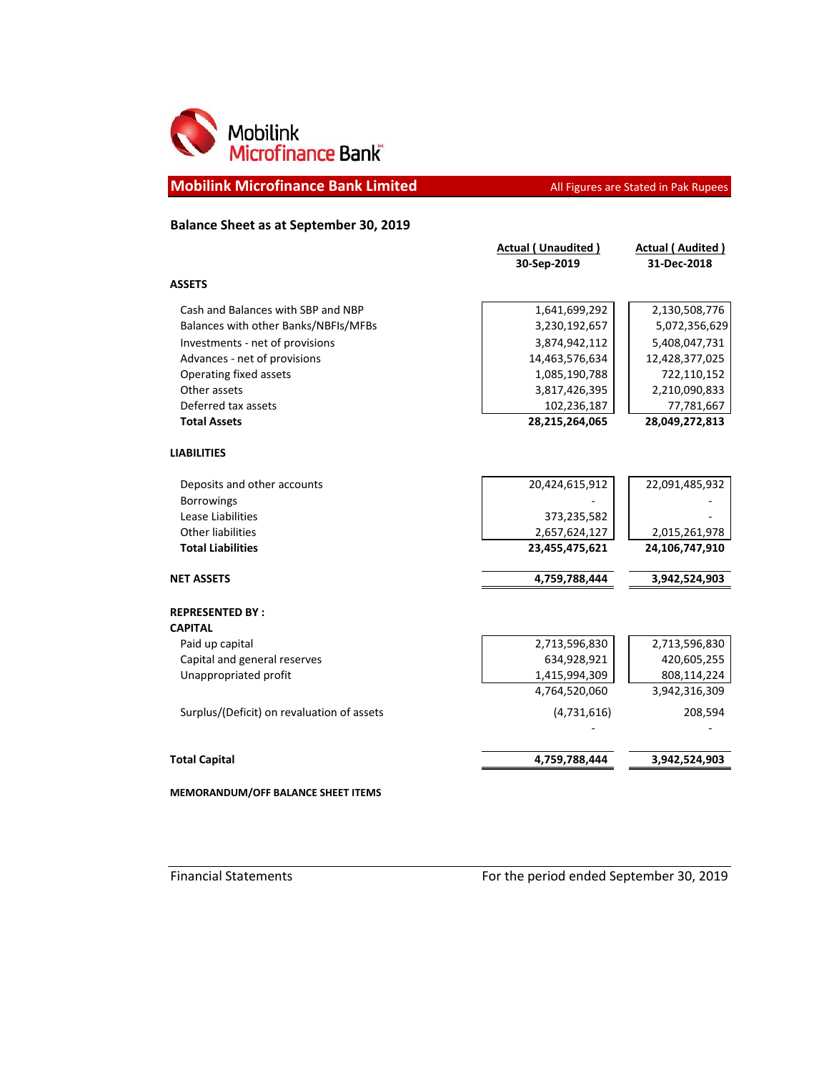Mobilink Microfinance Bank

## Mobilink Microfinance Bank Limited

All Figures are Stated in Pak Rupees

### Balance Sheet as at September 30, 2019

| | Actual ( Unaudited ) 30-Sep-2019 | Actual ( Audited ) 31-Dec-2018 |
|---|---|---|
| **ASSETS** | | |
| Cash and Balances with SBP and NBP | 1,641,699,292 | 2,130,508,776 |
| Balances with other Banks/NBFIs/MFBs | 3,230,192,657 | 5,072,356,629 |
| Investments - net of provisions | 3,874,942,112 | 5,408,047,731 |
| Advances - net of provisions | 14,463,576,634 | 12,428,377,025 |
| Operating fixed assets | 1,085,190,788 | 722,110,152 |
| Other assets | 3,817,426,395 | 2,210,090,833 |
| Deferred tax assets | 102,236,187 | 77,781,667 |
| **Total Assets** | **28,215,264,065** | **28,049,272,813** |
| **LIABILITIES** | | |
| Deposits and other accounts | 20,424,615,912 | 22,091,485,932 |
| Borrowings | - | - |
| Lease Liabilities | 373,235,582 | - |
| Other liabilities | 2,657,624,127 | 2,015,261,978 |
| **Total Liabilities** | **23,455,475,621** | **24,106,747,910** |
| **NET ASSETS** | **4,759,788,444** | **3,942,524,903** |
| **REPRESENTED BY :** | | |
| **CAPITAL** | | |
| Paid up capital | 2,713,596,830 | 2,713,596,830 |
| Capital and general reserves | 634,928,921 | 420,605,255 |
| Unappropriated profit | 1,415,994,309 | 808,114,224 |
| | 4,764,520,060 | 3,942,316,309 |
| Surplus/(Deficit) on revaluation of assets | (4,731,616) | 208,594 |
| | - | - |
| **Total Capital** | **4,759,788,444** | **3,942,524,903** |

**MEMORANDUM/OFF BALANCE SHEET ITEMS**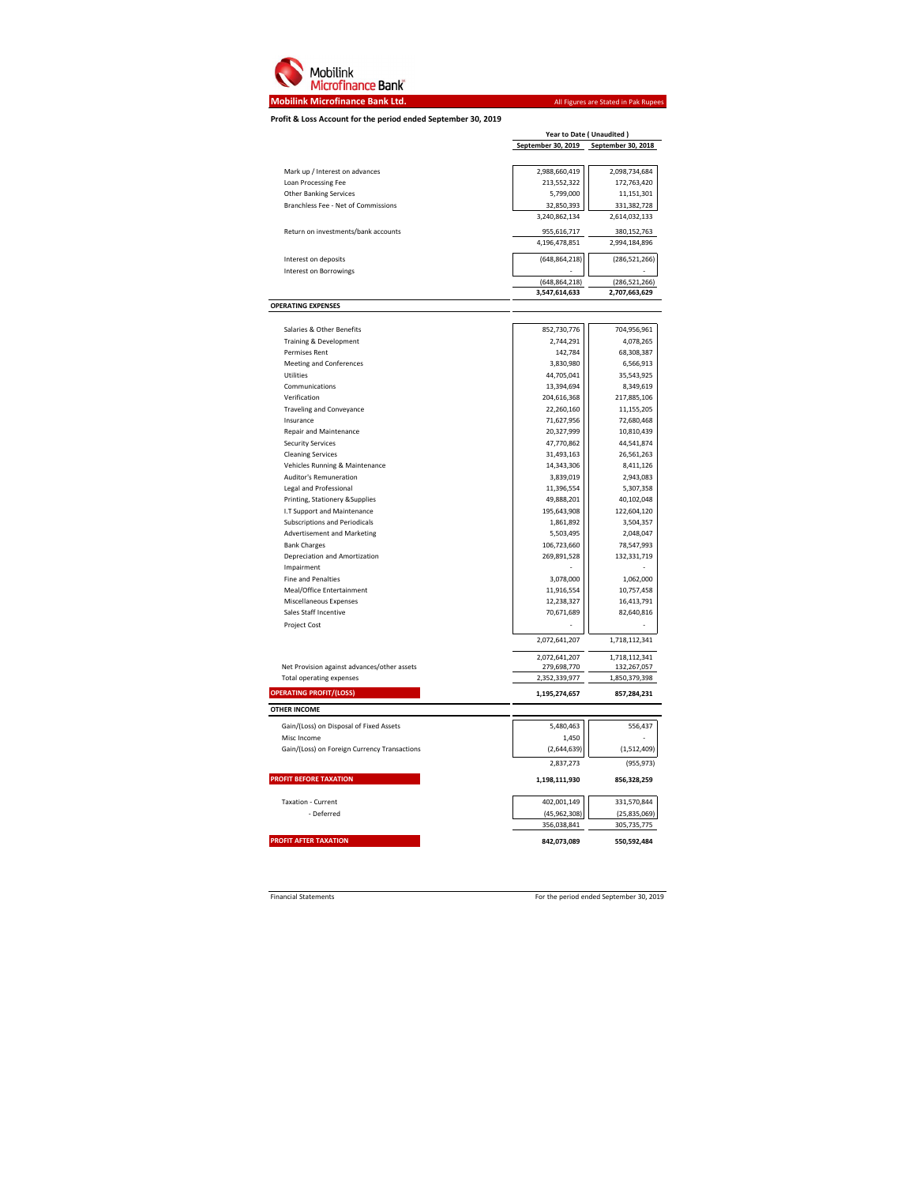Mobilink Microfinance Bank

**Mobilink Microfinance Bank Ltd.** All Figures are Stated in Pak Rupees

**Profit & Loss Account for the period ended September 30, 2019**

| | Year to Date ( Unaudited ) | |
|---|---|---|
| | September 30, 2019 | September 30, 2018 |
| Mark up / Interest on advances | 2,988,660,419 | 2,098,734,684 |
| Loan Processing Fee | 213,552,322 | 172,763,420 |
| Other Banking Services | 5,799,000 | 11,151,301 |
| Branchless Fee - Net of Commissions | 32,850,393 | 331,382,728 |
| | 3,240,862,134 | 2,614,032,133 |
| Return on investments/bank accounts | 955,616,717 | 380,152,763 |
| | 4,196,478,851 | 2,994,184,896 |
| Interest on deposits | (648,864,218) | (286,521,266) |
| Interest on Borrowings | - | - |
| | (648,864,218) | (286,521,266) |
| | **3,547,614,633** | **2,707,663,629** |
| **OPERATING EXPENSES** | | |
| Salaries & Other Benefits | 852,730,776 | 704,956,961 |
| Training & Development | 2,744,291 | 4,078,265 |
| Permises Rent | 142,784 | 68,308,387 |
| Meeting and Conferences | 3,830,980 | 6,566,913 |
| Utilities | 44,705,041 | 35,543,925 |
| Communications | 13,394,694 | 8,349,619 |
| Verification | 204,616,368 | 217,885,106 |
| Traveling and Conveyance | 22,260,160 | 11,155,205 |
| Insurance | 71,627,956 | 72,680,468 |
| Repair and Maintenance | 20,327,999 | 10,810,439 |
| Security Services | 47,770,862 | 44,541,874 |
| Cleaning Services | 31,493,163 | 26,561,263 |
| Vehicles Running & Maintenance | 14,343,306 | 8,411,126 |
| Auditor's Remuneration | 3,839,019 | 2,943,083 |
| Legal and Professional | 11,396,554 | 5,307,358 |
| Printing, Stationery &Supplies | 49,888,201 | 40,102,048 |
| I.T Support and Maintenance | 195,643,908 | 122,604,120 |
| Subscriptions and Periodicals | 1,861,892 | 3,504,357 |
| Advertisement and Marketing | 5,503,495 | 2,048,047 |
| Bank Charges | 106,723,660 | 78,547,993 |
| Depreciation and Amortization | 269,891,528 | 132,331,719 |
| Impairment | - | - |
| Fine and Penalties | 3,078,000 | 1,062,000 |
| Meal/Office Entertainment | 11,916,554 | 10,757,458 |
| Miscellaneous Expenses | 12,238,327 | 16,413,791 |
| Sales Staff Incentive | 70,671,689 | 82,640,816 |
| Project Cost | - | - |
| | 2,072,641,207 | 1,718,112,341 |
| | 2,072,641,207 | 1,718,112,341 |
| Net Provision against advances/other assets | 279,698,770 | 132,267,057 |
| Total operating expenses | 2,352,339,977 | 1,850,379,398 |
| **OPERATING PROFIT/(LOSS)** | **1,195,274,657** | **857,284,231** |
| **OTHER INCOME** | | |
| Gain/(Loss) on Disposal of Fixed Assets | 5,480,463 | 556,437 |
| Misc Income | 1,450 | - |
| Gain/(Loss) on Foreign Currency Transactions | (2,644,639) | (1,512,409) |
| | 2,837,273 | (955,973) |
| **PROFIT BEFORE TAXATION** | **1,198,111,930** | **856,328,259** |
| Taxation - Current | 402,001,149 | 331,570,844 |
| - Deferred | (45,962,308) | (25,835,069) |
| | 356,038,841 | 305,735,775 |
| **PROFIT AFTER TAXATION** | **842,073,089** | **550,592,484** |

Financial Statements For the period ended September 30, 2019